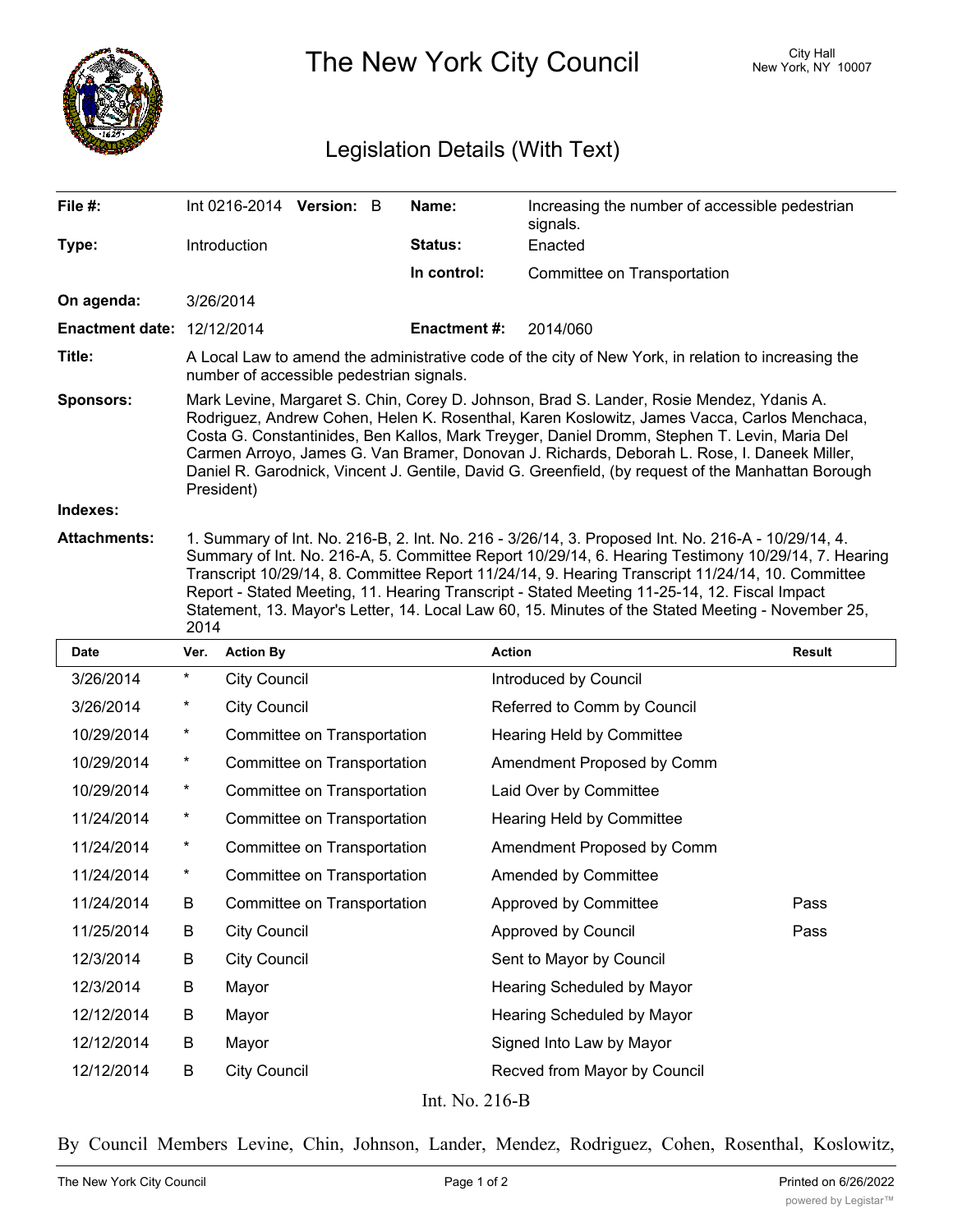# The New York City Council

City Hall
New York, NY 10007

## Legislation Details (With Text)

| | | | |
|---|---|---|---|
| **File #:** | Int 0216-2014 **Version:** B | **Name:** | Increasing the number of accessible pedestrian signals. |
| **Type:** | Introduction | **Status:** | Enacted |
| | | **In control:** | Committee on Transportation |
| **On agenda:** | 3/26/2014 | | |
| **Enactment date:** | 12/12/2014 | **Enactment #:** | 2014/060 |

**Title:** A Local Law to amend the administrative code of the city of New York, in relation to increasing the number of accessible pedestrian signals.

**Sponsors:** Mark Levine, Margaret S. Chin, Corey D. Johnson, Brad S. Lander, Rosie Mendez, Ydanis A. Rodriguez, Andrew Cohen, Helen K. Rosenthal, Karen Koslowitz, James Vacca, Carlos Menchaca, Costa G. Constantinides, Ben Kallos, Mark Treyger, Daniel Dromm, Stephen T. Levin, Maria Del Carmen Arroyo, James G. Van Bramer, Donovan J. Richards, Deborah L. Rose, I. Daneek Miller, Daniel R. Garodnick, Vincent J. Gentile, David G. Greenfield, (by request of the Manhattan Borough President)

**Indexes:**

**Attachments:** 1. Summary of Int. No. 216-B, 2. Int. No. 216 - 3/26/14, 3. Proposed Int. No. 216-A - 10/29/14, 4. Summary of Int. No. 216-A, 5. Committee Report 10/29/14, 6. Hearing Testimony 10/29/14, 7. Hearing Transcript 10/29/14, 8. Committee Report 11/24/14, 9. Hearing Transcript 11/24/14, 10. Committee Report - Stated Meeting, 11. Hearing Transcript - Stated Meeting 11-25-14, 12. Fiscal Impact Statement, 13. Mayor's Letter, 14. Local Law 60, 15. Minutes of the Stated Meeting - November 25, 2014

| Date | Ver. | Action By | Action | Result |
|---|---|---|---|---|
| 3/26/2014 | * | City Council | Introduced by Council | |
| 3/26/2014 | * | City Council | Referred to Comm by Council | |
| 10/29/2014 | * | Committee on Transportation | Hearing Held by Committee | |
| 10/29/2014 | * | Committee on Transportation | Amendment Proposed by Comm | |
| 10/29/2014 | * | Committee on Transportation | Laid Over by Committee | |
| 11/24/2014 | * | Committee on Transportation | Hearing Held by Committee | |
| 11/24/2014 | * | Committee on Transportation | Amendment Proposed by Comm | |
| 11/24/2014 | * | Committee on Transportation | Amended by Committee | |
| 11/24/2014 | B | Committee on Transportation | Approved by Committee | Pass |
| 11/25/2014 | B | City Council | Approved by Council | Pass |
| 12/3/2014 | B | City Council | Sent to Mayor by Council | |
| 12/3/2014 | B | Mayor | Hearing Scheduled by Mayor | |
| 12/12/2014 | B | Mayor | Hearing Scheduled by Mayor | |
| 12/12/2014 | B | Mayor | Signed Into Law by Mayor | |
| 12/12/2014 | B | City Council | Recved from Mayor by Council | |

Int. No. 216-B

By Council Members Levine, Chin, Johnson, Lander, Mendez, Rodriguez, Cohen, Rosenthal, Koslowitz,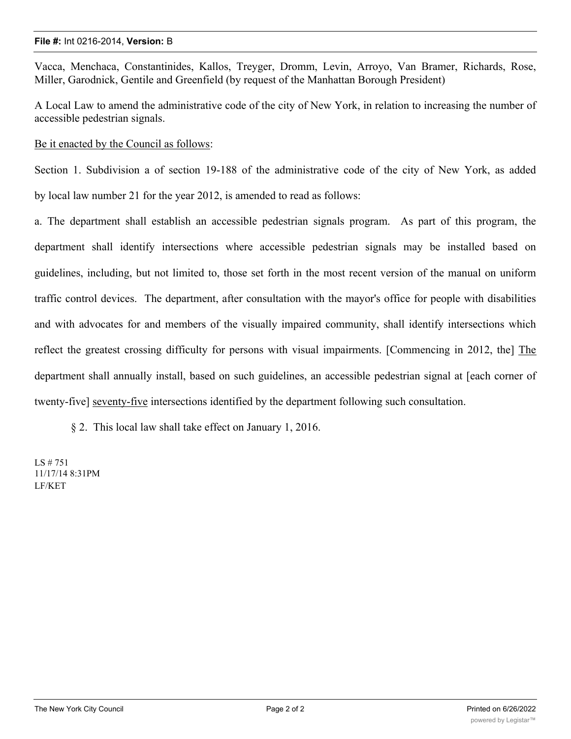Vacca, Menchaca, Constantinides, Kallos, Treyger, Dromm, Levin, Arroyo, Van Bramer, Richards, Rose, Miller, Garodnick, Gentile and Greenfield (by request of the Manhattan Borough President)

A Local Law to amend the administrative code of the city of New York, in relation to increasing the number of accessible pedestrian signals.

<u>Be it enacted by the Council as follows</u>:

Section 1. Subdivision a of section 19-188 of the administrative code of the city of New York, as added by local law number 21 for the year 2012, is amended to read as follows:

a. The department shall establish an accessible pedestrian signals program. As part of this program, the department shall identify intersections where accessible pedestrian signals may be installed based on guidelines, including, but not limited to, those set forth in the most recent version of the manual on uniform traffic control devices. The department, after consultation with the mayor's office for people with disabilities and with advocates for and members of the visually impaired community, shall identify intersections which reflect the greatest crossing difficulty for persons with visual impairments. [Commencing in 2012, the] <u>The</u> department shall annually install, based on such guidelines, an accessible pedestrian signal at [each corner of twenty-five] <u>seventy-five</u> intersections identified by the department following such consultation.

§ 2. This local law shall take effect on January 1, 2016.

LS # 751
11/17/14 8:31PM
LF/KET